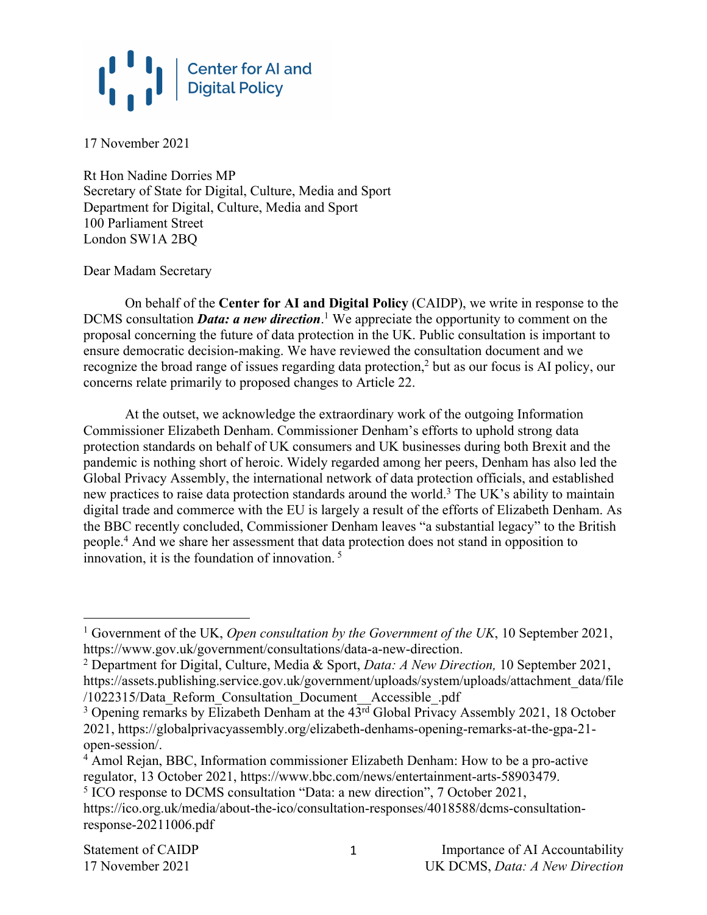Center for AI and Digital Policy

17 November 2021

Rt Hon Nadine Dorries MP
Secretary of State for Digital, Culture, Media and Sport
Department for Digital, Culture, Media and Sport
100 Parliament Street
London SW1A 2BQ

Dear Madam Secretary

On behalf of the **Center for AI and Digital Policy** (CAIDP), we write in response to the DCMS consultation ***Data: a new direction***.[1] We appreciate the opportunity to comment on the proposal concerning the future of data protection in the UK. Public consultation is important to ensure democratic decision-making. We have reviewed the consultation document and we recognize the broad range of issues regarding data protection,[2] but as our focus is AI policy, our concerns relate primarily to proposed changes to Article 22.

At the outset, we acknowledge the extraordinary work of the outgoing Information Commissioner Elizabeth Denham. Commissioner Denham's efforts to uphold strong data protection standards on behalf of UK consumers and UK businesses during both Brexit and the pandemic is nothing short of heroic. Widely regarded among her peers, Denham has also led the Global Privacy Assembly, the international network of data protection officials, and established new practices to raise data protection standards around the world.[3] The UK's ability to maintain digital trade and commerce with the EU is largely a result of the efforts of Elizabeth Denham. As the BBC recently concluded, Commissioner Denham leaves "a substantial legacy" to the British people.[4] And we share her assessment that data protection does not stand in opposition to innovation, it is the foundation of innovation. [5]

---

[1] Government of the UK, *Open consultation by the Government of the UK*, 10 September 2021, https://www.gov.uk/government/consultations/data-a-new-direction.

[2] Department for Digital, Culture, Media & Sport, *Data: A New Direction,* 10 September 2021, https://assets.publishing.service.gov.uk/government/uploads/system/uploads/attachment_data/file/1022315/Data_Reform_Consultation_Document__Accessible_.pdf

[3] Opening remarks by Elizabeth Denham at the 43rd Global Privacy Assembly 2021, 18 October 2021, https://globalprivacyassembly.org/elizabeth-denhams-opening-remarks-at-the-gpa-21-open-session/.

[4] Amol Rejan, BBC, Information commissioner Elizabeth Denham: How to be a pro-active regulator, 13 October 2021, https://www.bbc.com/news/entertainment-arts-58903479.

[5] ICO response to DCMS consultation "Data: a new direction", 7 October 2021, https://ico.org.uk/media/about-the-ico/consultation-responses/4018588/dcms-consultation-response-20211006.pdf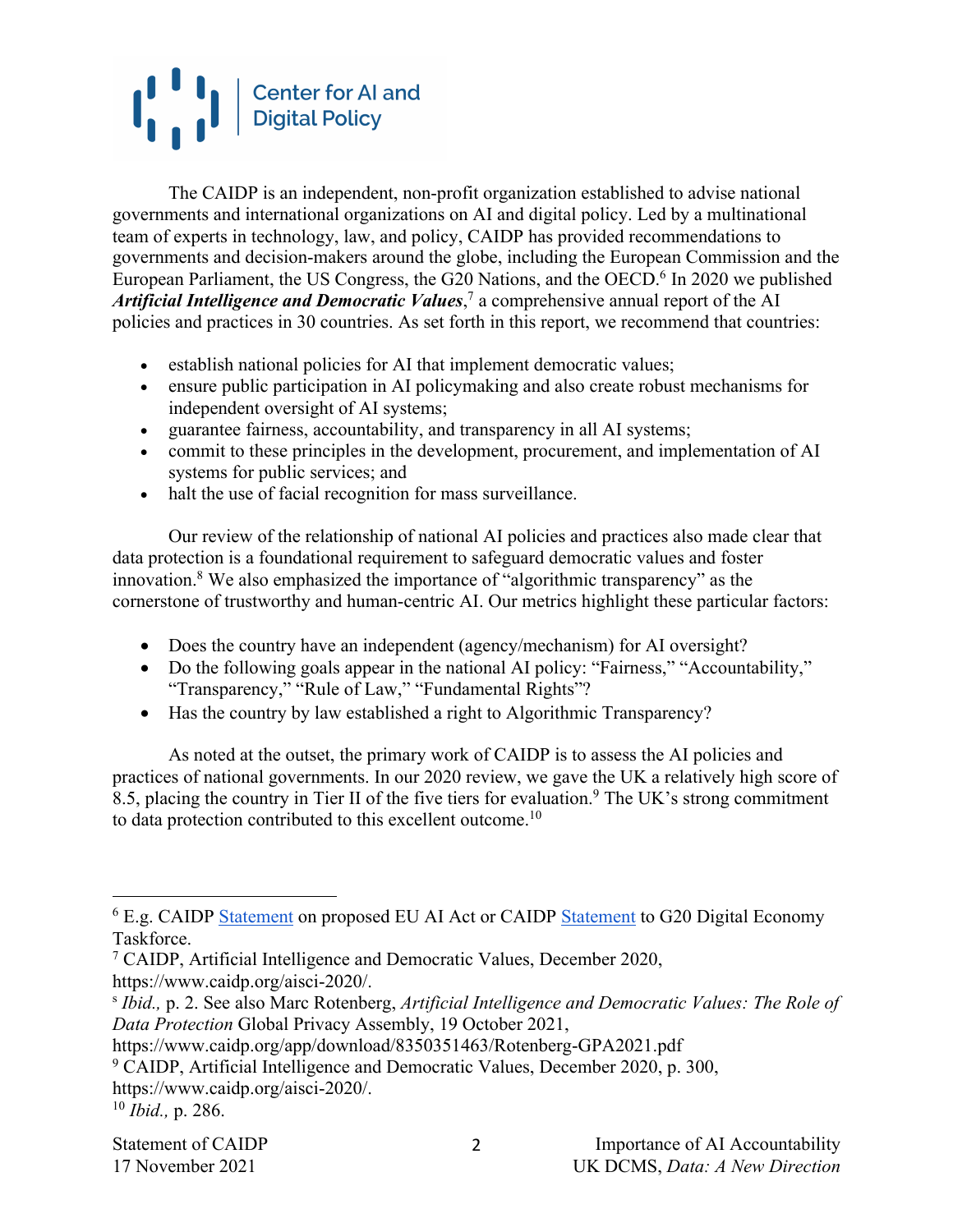The CAIDP is an independent, non-profit organization established to advise national governments and international organizations on AI and digital policy. Led by a multinational team of experts in technology, law, and policy, CAIDP has provided recommendations to governments and decision-makers around the globe, including the European Commission and the European Parliament, the US Congress, the G20 Nations, and the OECD.[6] In 2020 we published ***Artificial Intelligence and Democratic Values***,[7] a comprehensive annual report of the AI policies and practices in 30 countries. As set forth in this report, we recommend that countries:

- establish national policies for AI that implement democratic values;
- ensure public participation in AI policymaking and also create robust mechanisms for independent oversight of AI systems;
- guarantee fairness, accountability, and transparency in all AI systems;
- commit to these principles in the development, procurement, and implementation of AI systems for public services; and
- halt the use of facial recognition for mass surveillance.

Our review of the relationship of national AI policies and practices also made clear that data protection is a foundational requirement to safeguard democratic values and foster innovation.[8] We also emphasized the importance of "algorithmic transparency" as the cornerstone of trustworthy and human-centric AI. Our metrics highlight these particular factors:

- Does the country have an independent (agency/mechanism) for AI oversight?
- Do the following goals appear in the national AI policy: "Fairness," "Accountability," "Transparency," "Rule of Law," "Fundamental Rights"?
- Has the country by law established a right to Algorithmic Transparency?

As noted at the outset, the primary work of CAIDP is to assess the AI policies and practices of national governments. In our 2020 review, we gave the UK a relatively high score of 8.5, placing the country in Tier II of the five tiers for evaluation.[9] The UK's strong commitment to data protection contributed to this excellent outcome.[10]

---

[6] E.g. CAIDP Statement on proposed EU AI Act or CAIDP Statement to G20 Digital Economy Taskforce.

[7] CAIDP, Artificial Intelligence and Democratic Values, December 2020, https://www.caidp.org/aisci-2020/.

[8] *Ibid.,* p. 2. See also Marc Rotenberg, *Artificial Intelligence and Democratic Values: The Role of Data Protection* Global Privacy Assembly, 19 October 2021, https://www.caidp.org/app/download/8350351463/Rotenberg-GPA2021.pdf

[9] CAIDP, Artificial Intelligence and Democratic Values, December 2020, p. 300, https://www.caidp.org/aisci-2020/.

[10] *Ibid.,* p. 286.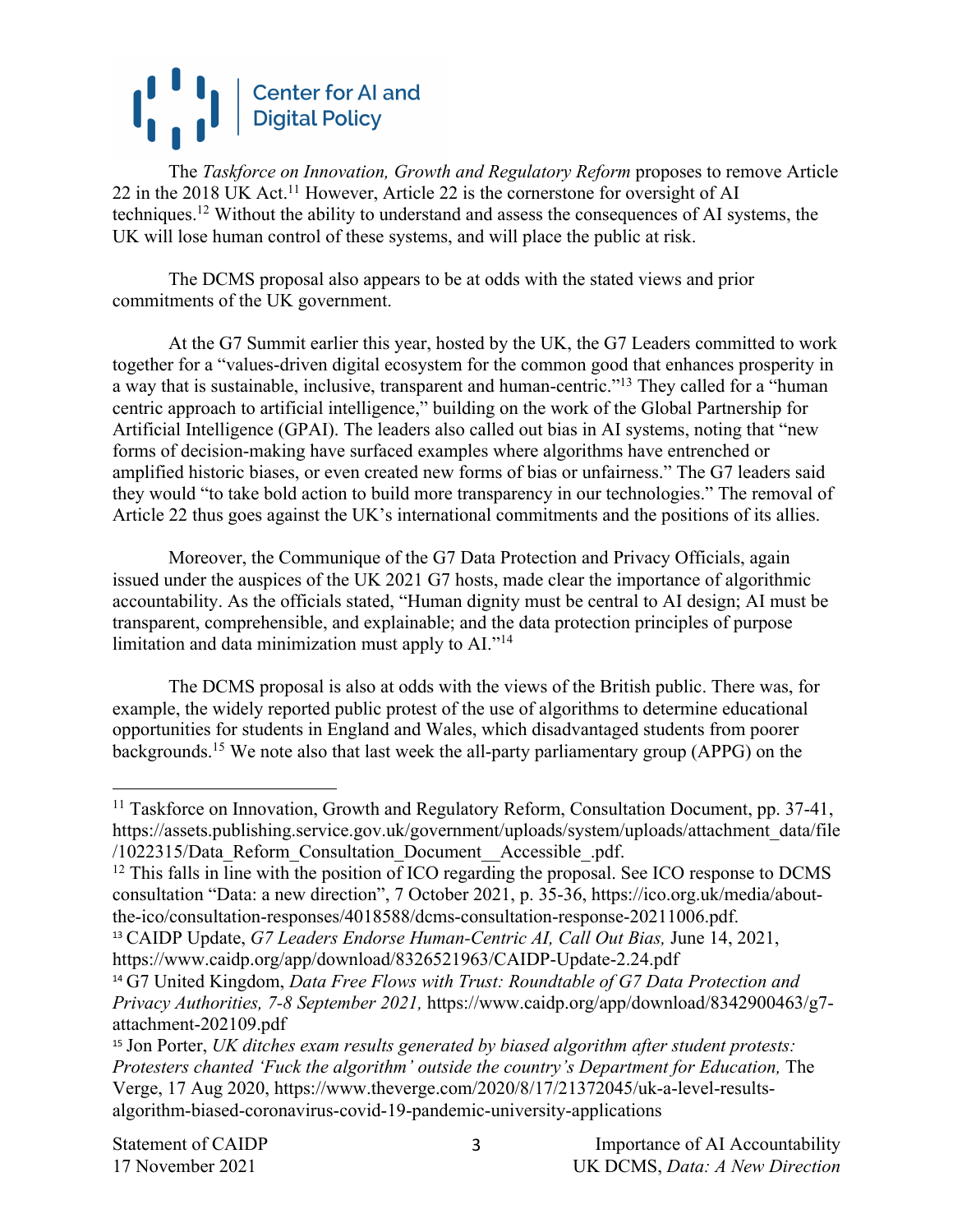The *Taskforce on Innovation, Growth and Regulatory Reform* proposes to remove Article 22 in the 2018 UK Act.[11] However, Article 22 is the cornerstone for oversight of AI techniques.[12] Without the ability to understand and assess the consequences of AI systems, the UK will lose human control of these systems, and will place the public at risk.

The DCMS proposal also appears to be at odds with the stated views and prior commitments of the UK government.

At the G7 Summit earlier this year, hosted by the UK, the G7 Leaders committed to work together for a "values-driven digital ecosystem for the common good that enhances prosperity in a way that is sustainable, inclusive, transparent and human-centric."[13] They called for a "human centric approach to artificial intelligence," building on the work of the Global Partnership for Artificial Intelligence (GPAI). The leaders also called out bias in AI systems, noting that "new forms of decision-making have surfaced examples where algorithms have entrenched or amplified historic biases, or even created new forms of bias or unfairness." The G7 leaders said they would "to take bold action to build more transparency in our technologies." The removal of Article 22 thus goes against the UK's international commitments and the positions of its allies.

Moreover, the Communique of the G7 Data Protection and Privacy Officials, again issued under the auspices of the UK 2021 G7 hosts, made clear the importance of algorithmic accountability. As the officials stated, "Human dignity must be central to AI design; AI must be transparent, comprehensible, and explainable; and the data protection principles of purpose limitation and data minimization must apply to AI."[14]

The DCMS proposal is also at odds with the views of the British public. There was, for example, the widely reported public protest of the use of algorithms to determine educational opportunities for students in England and Wales, which disadvantaged students from poorer backgrounds.[15] We note also that last week the all-party parliamentary group (APPG) on the

---

[11] Taskforce on Innovation, Growth and Regulatory Reform, Consultation Document, pp. 37-41, https://assets.publishing.service.gov.uk/government/uploads/system/uploads/attachment_data/file/1022315/Data_Reform_Consultation_Document__Accessible_.pdf.

[12] This falls in line with the position of ICO regarding the proposal. See ICO response to DCMS consultation "Data: a new direction", 7 October 2021, p. 35-36, https://ico.org.uk/media/about-the-ico/consultation-responses/4018588/dcms-consultation-response-20211006.pdf.

[13] CAIDP Update, *G7 Leaders Endorse Human-Centric AI, Call Out Bias,* June 14, 2021, https://www.caidp.org/app/download/8326521963/CAIDP-Update-2.24.pdf

[14] G7 United Kingdom, *Data Free Flows with Trust: Roundtable of G7 Data Protection and Privacy Authorities, 7-8 September 2021,* https://www.caidp.org/app/download/8342900463/g7-attachment-202109.pdf

[15] Jon Porter, *UK ditches exam results generated by biased algorithm after student protests: Protesters chanted 'Fuck the algorithm' outside the country's Department for Education,* The Verge, 17 Aug 2020, https://www.theverge.com/2020/8/17/21372045/uk-a-level-results-algorithm-biased-coronavirus-covid-19-pandemic-university-applications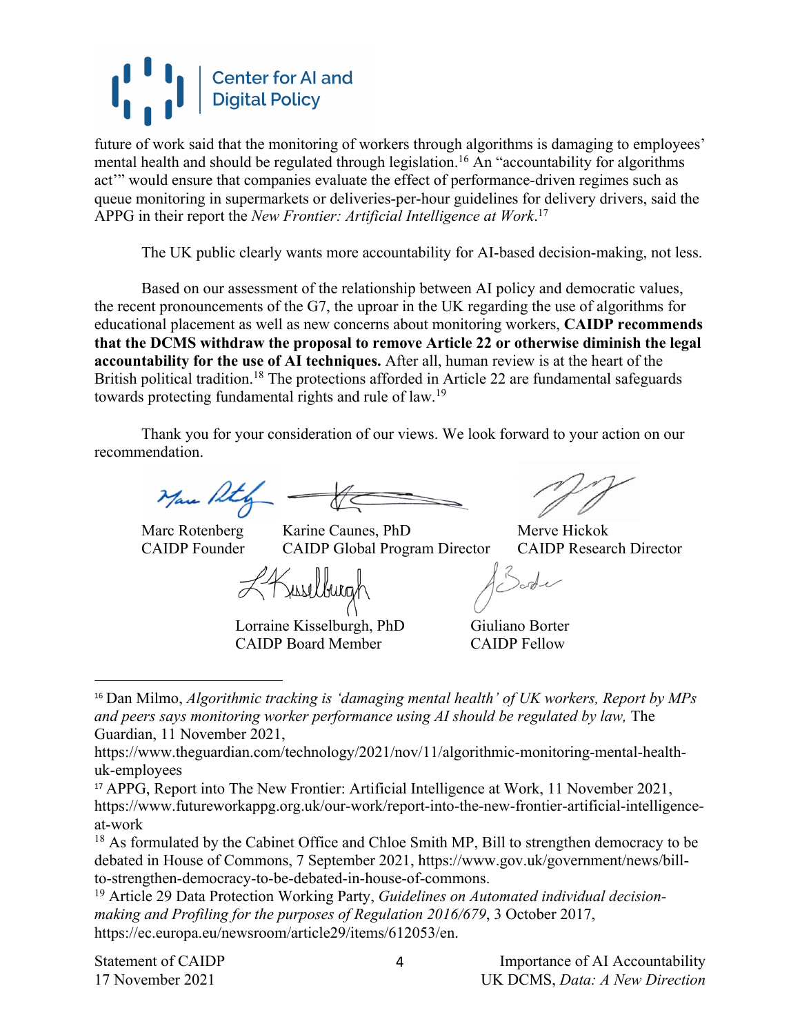future of work said that the monitoring of workers through algorithms is damaging to employees' mental health and should be regulated through legislation.[16] An "accountability for algorithms act'" would ensure that companies evaluate the effect of performance-driven regimes such as queue monitoring in supermarkets or deliveries-per-hour guidelines for delivery drivers, said the APPG in their report the *New Frontier: Artificial Intelligence at Work*.[17]

The UK public clearly wants more accountability for AI-based decision-making, not less.

Based on our assessment of the relationship between AI policy and democratic values, the recent pronouncements of the G7, the uproar in the UK regarding the use of algorithms for educational placement as well as new concerns about monitoring workers, **CAIDP recommends that the DCMS withdraw the proposal to remove Article 22 or otherwise diminish the legal accountability for the use of AI techniques.** After all, human review is at the heart of the British political tradition.[18] The protections afforded in Article 22 are fundamental safeguards towards protecting fundamental rights and rule of law.[19]

Thank you for your consideration of our views. We look forward to your action on our recommendation.

Marc Rotenberg
CAIDP Founder

Karine Caunes, PhD
CAIDP Global Program Director

Merve Hickok
CAIDP Research Director

Lorraine Kisselburgh, PhD
CAIDP Board Member

Giuliano Borter
CAIDP Fellow

---

[16] Dan Milmo, *Algorithmic tracking is 'damaging mental health' of UK workers, Report by MPs and peers says monitoring worker performance using AI should be regulated by law,* The Guardian, 11 November 2021, https://www.theguardian.com/technology/2021/nov/11/algorithmic-monitoring-mental-health-uk-employees

[17] APPG, Report into The New Frontier: Artificial Intelligence at Work, 11 November 2021, https://www.futureworkappg.org.uk/our-work/report-into-the-new-frontier-artificial-intelligence-at-work

[18] As formulated by the Cabinet Office and Chloe Smith MP, Bill to strengthen democracy to be debated in House of Commons, 7 September 2021, https://www.gov.uk/government/news/bill-to-strengthen-democracy-to-be-debated-in-house-of-commons.

[19] Article 29 Data Protection Working Party, *Guidelines on Automated individual decision-making and Profiling for the purposes of Regulation 2016/679*, 3 October 2017, https://ec.europa.eu/newsroom/article29/items/612053/en.